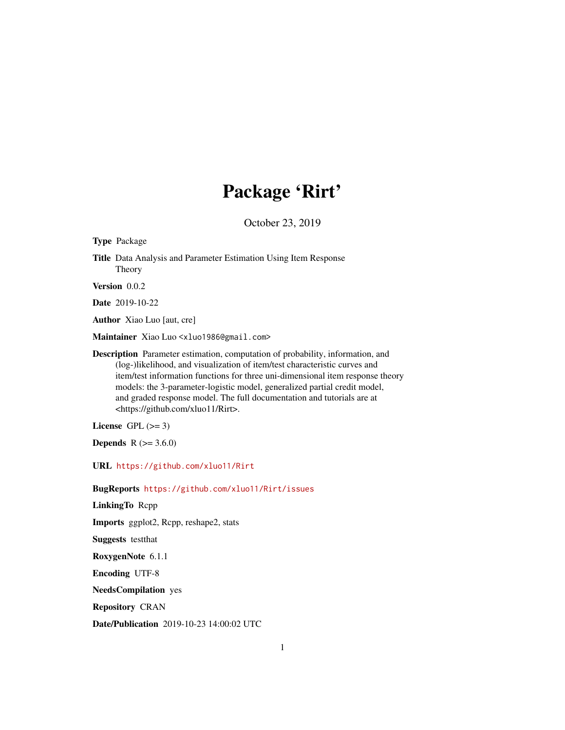# Package 'Rirt'

October 23, 2019

**Type** Package

**Title** Data Analysis and Parameter Estimation Using Item Response Theory

**Version** 0.0.2

**Date** 2019-10-22

**Author** Xiao Luo [aut, cre]

**Maintainer** Xiao Luo <xluo1986@gmail.com>

**Description** Parameter estimation, computation of probability, information, and (log-)likelihood, and visualization of item/test characteristic curves and item/test information functions for three uni-dimensional item response theory models: the 3-parameter-logistic model, generalized partial credit model, and graded response model. The full documentation and tutorials are at <https://github.com/xluo11/Rirt>.

**License** GPL (>= 3)

**Depends** R (>= 3.6.0)

**URL** https://github.com/xluo11/Rirt

**BugReports** https://github.com/xluo11/Rirt/issues

**LinkingTo** Rcpp

**Imports** ggplot2, Rcpp, reshape2, stats

**Suggests** testthat

**RoxygenNote** 6.1.1

**Encoding** UTF-8

**NeedsCompilation** yes

**Repository** CRAN

**Date/Publication** 2019-10-23 14:00:02 UTC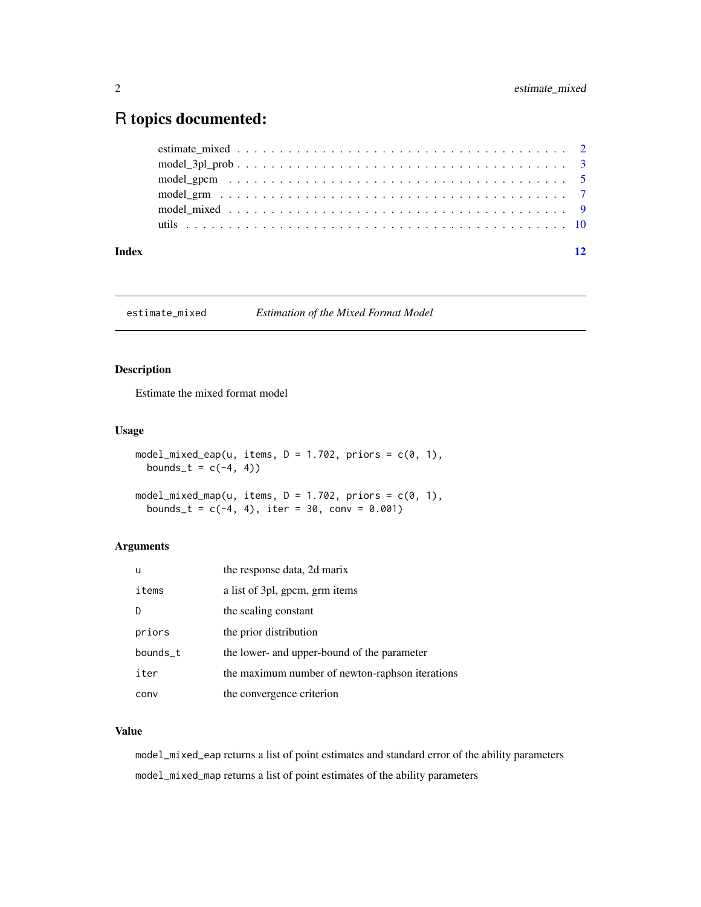# R topics documented:

- estimate_mixed . . . . . . . . . . . . . . . . . . . . . . . . . . . . . . . . . . . . . 2
- model_3pl_prob . . . . . . . . . . . . . . . . . . . . . . . . . . . . . . . . . . . . 3
- model_gpcm . . . . . . . . . . . . . . . . . . . . . . . . . . . . . . . . . . . . . . 5
- model_grm . . . . . . . . . . . . . . . . . . . . . . . . . . . . . . . . . . . . . . . 7
- model_mixed . . . . . . . . . . . . . . . . . . . . . . . . . . . . . . . . . . . . . . 9
- utils . . . . . . . . . . . . . . . . . . . . . . . . . . . . . . . . . . . . . . . . . . 10

**Index** **12**

---

## estimate_mixed — *Estimation of the Mixed Format Model*

### Description

Estimate the mixed format model

### Usage

```
model_mixed_eap(u, items, D = 1.702, priors = c(0, 1),
  bounds_t = c(-4, 4))

model_mixed_map(u, items, D = 1.702, priors = c(0, 1),
  bounds_t = c(-4, 4), iter = 30, conv = 0.001)
```

### Arguments

| | |
|---|---|
| `u` | the response data, 2d marix |
| `items` | a list of 3pl, gpcm, grm items |
| `D` | the scaling constant |
| `priors` | the prior distribution |
| `bounds_t` | the lower- and upper-bound of the parameter |
| `iter` | the maximum number of newton-raphson iterations |
| `conv` | the convergence criterion |

### Value

`model_mixed_eap` returns a list of point estimates and standard error of the ability parameters

`model_mixed_map` returns a list of point estimates of the ability parameters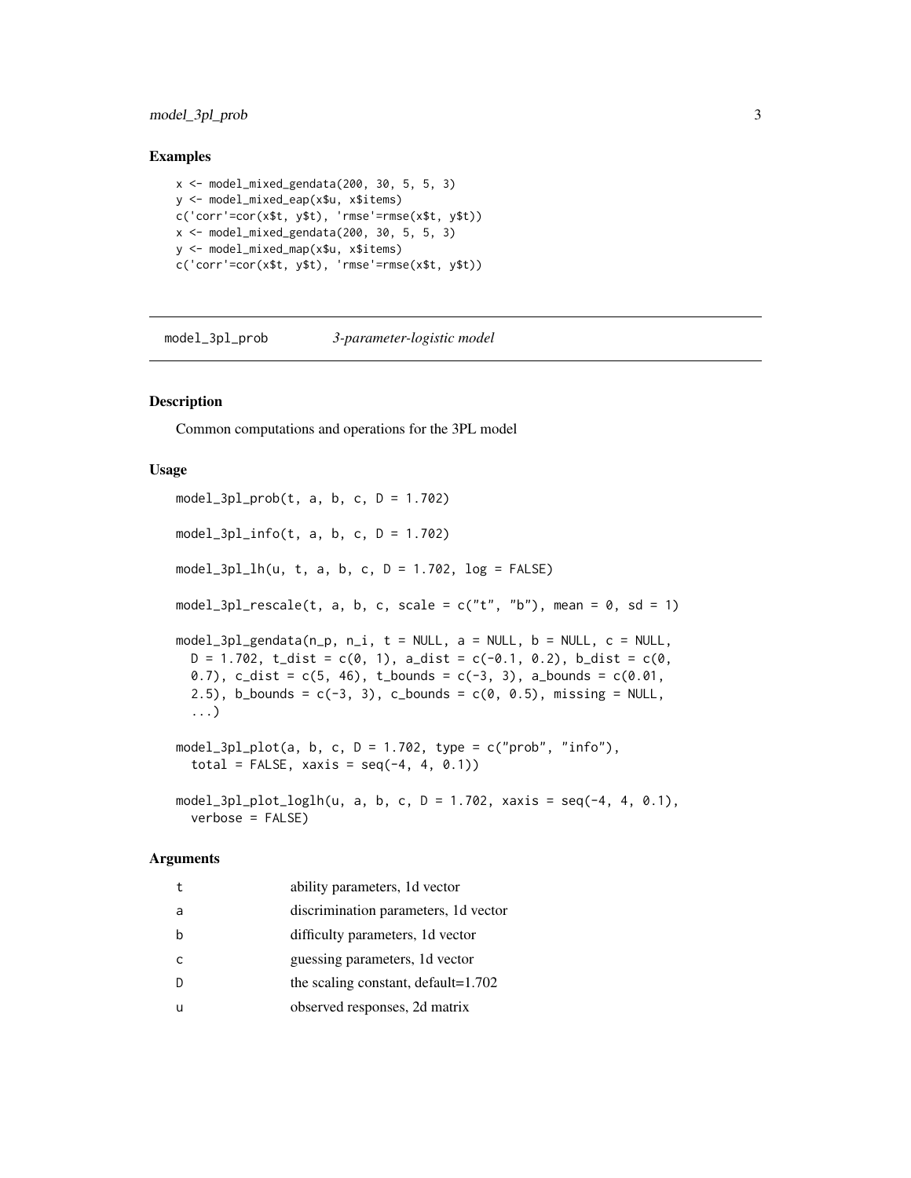## Examples

```
x <- model_mixed_gendata(200, 30, 5, 5, 3)
y <- model_mixed_eap(x$u, x$items)
c('corr'=cor(x$t, y$t), 'rmse'=rmse(x$t, y$t))
x <- model_mixed_gendata(200, 30, 5, 5, 3)
y <- model_mixed_map(x$u, x$items)
c('corr'=cor(x$t, y$t), 'rmse'=rmse(x$t, y$t))
```

---

# model_3pl_prob *3-parameter-logistic model*

## Description

Common computations and operations for the 3PL model

## Usage

```
model_3pl_prob(t, a, b, c, D = 1.702)

model_3pl_info(t, a, b, c, D = 1.702)

model_3pl_lh(u, t, a, b, c, D = 1.702, log = FALSE)

model_3pl_rescale(t, a, b, c, scale = c("t", "b"), mean = 0, sd = 1)

model_3pl_gendata(n_p, n_i, t = NULL, a = NULL, b = NULL, c = NULL,
  D = 1.702, t_dist = c(0, 1), a_dist = c(-0.1, 0.2), b_dist = c(0,
  0.7), c_dist = c(5, 46), t_bounds = c(-3, 3), a_bounds = c(0.01,
  2.5), b_bounds = c(-3, 3), c_bounds = c(0, 0.5), missing = NULL,
  ...)

model_3pl_plot(a, b, c, D = 1.702, type = c("prob", "info"),
  total = FALSE, xaxis = seq(-4, 4, 0.1))

model_3pl_plot_loglh(u, a, b, c, D = 1.702, xaxis = seq(-4, 4, 0.1),
  verbose = FALSE)
```

## Arguments

| | |
|---|---|
| t | ability parameters, 1d vector |
| a | discrimination parameters, 1d vector |
| b | difficulty parameters, 1d vector |
| c | guessing parameters, 1d vector |
| D | the scaling constant, default=1.702 |
| u | observed responses, 2d matrix |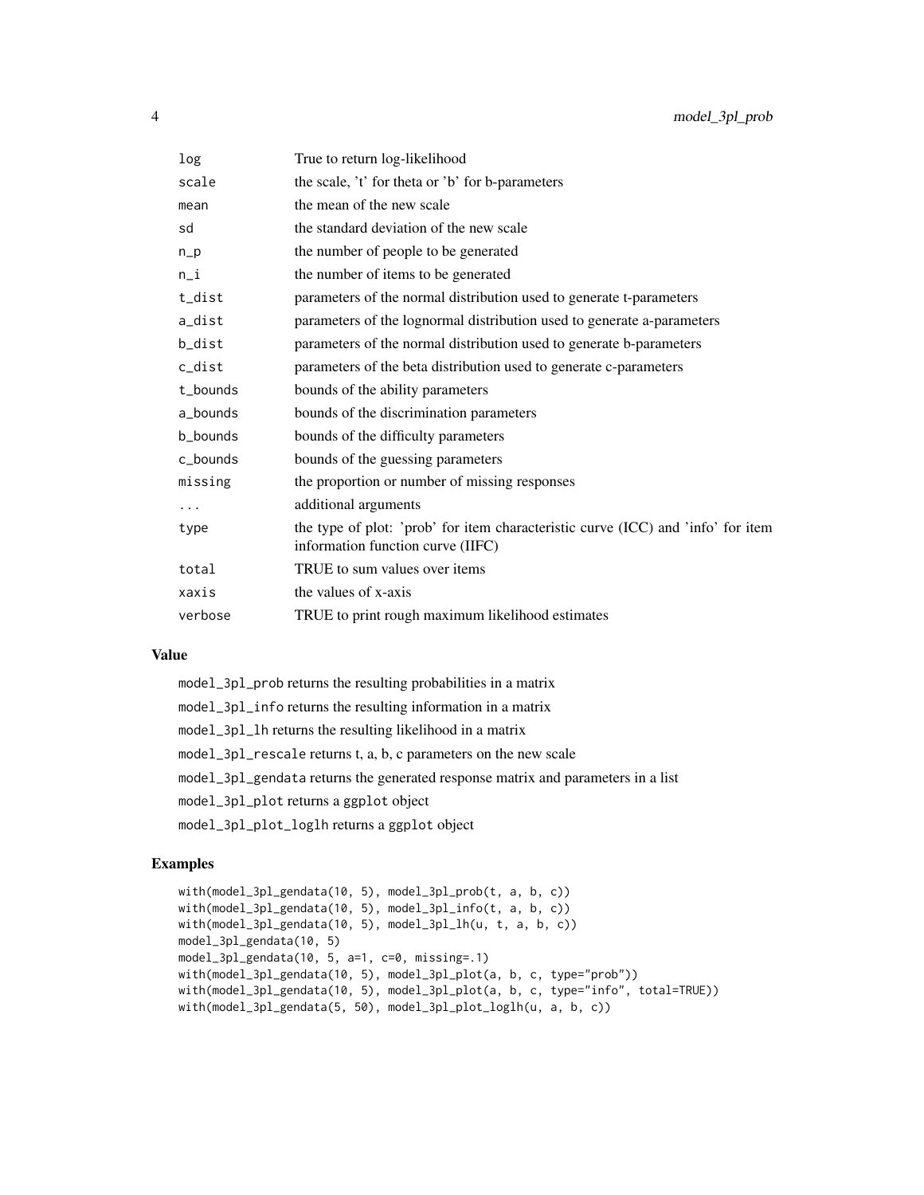| | |
|---|---|
| log | True to return log-likelihood |
| scale | the scale, 't' for theta or 'b' for b-parameters |
| mean | the mean of the new scale |
| sd | the standard deviation of the new scale |
| n_p | the number of people to be generated |
| n_i | the number of items to be generated |
| t_dist | parameters of the normal distribution used to generate t-parameters |
| a_dist | parameters of the lognormal distribution used to generate a-parameters |
| b_dist | parameters of the normal distribution used to generate b-parameters |
| c_dist | parameters of the beta distribution used to generate c-parameters |
| t_bounds | bounds of the ability parameters |
| a_bounds | bounds of the discrimination parameters |
| b_bounds | bounds of the difficulty parameters |
| c_bounds | bounds of the guessing parameters |
| missing | the proportion or number of missing responses |
| ... | additional arguments |
| type | the type of plot: 'prob' for item characteristic curve (ICC) and 'info' for item information function curve (IIFC) |
| total | TRUE to sum values over items |
| xaxis | the values of x-axis |
| verbose | TRUE to print rough maximum likelihood estimates |

## Value

model_3pl_prob returns the resulting probabilities in a matrix

model_3pl_info returns the resulting information in a matrix

model_3pl_lh returns the resulting likelihood in a matrix

model_3pl_rescale returns t, a, b, c parameters on the new scale

model_3pl_gendata returns the generated response matrix and parameters in a list

model_3pl_plot returns a ggplot object

model_3pl_plot_loglh returns a ggplot object

## Examples

```
with(model_3pl_gendata(10, 5), model_3pl_prob(t, a, b, c))
with(model_3pl_gendata(10, 5), model_3pl_info(t, a, b, c))
with(model_3pl_gendata(10, 5), model_3pl_lh(u, t, a, b, c))
model_3pl_gendata(10, 5)
model_3pl_gendata(10, 5, a=1, c=0, missing=.1)
with(model_3pl_gendata(10, 5), model_3pl_plot(a, b, c, type="prob"))
with(model_3pl_gendata(10, 5), model_3pl_plot(a, b, c, type="info", total=TRUE))
with(model_3pl_gendata(5, 50), model_3pl_plot_loglh(u, a, b, c))
```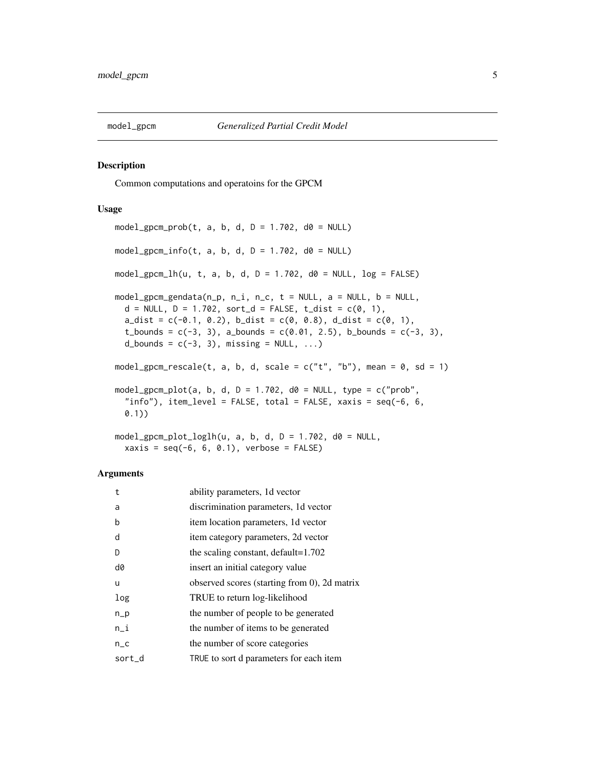## model_gpcm *Generalized Partial Credit Model*

### Description

Common computations and operatoins for the GPCM

### Usage

```
model_gpcm_prob(t, a, b, d, D = 1.702, d0 = NULL)

model_gpcm_info(t, a, b, d, D = 1.702, d0 = NULL)

model_gpcm_lh(u, t, a, b, d, D = 1.702, d0 = NULL, log = FALSE)

model_gpcm_gendata(n_p, n_i, n_c, t = NULL, a = NULL, b = NULL,
  d = NULL, D = 1.702, sort_d = FALSE, t_dist = c(0, 1),
  a_dist = c(-0.1, 0.2), b_dist = c(0, 0.8), d_dist = c(0, 1),
  t_bounds = c(-3, 3), a_bounds = c(0.01, 2.5), b_bounds = c(-3, 3),
  d_bounds = c(-3, 3), missing = NULL, ...)

model_gpcm_rescale(t, a, b, d, scale = c("t", "b"), mean = 0, sd = 1)

model_gpcm_plot(a, b, d, D = 1.702, d0 = NULL, type = c("prob",
  "info"), item_level = FALSE, total = FALSE, xaxis = seq(-6, 6,
  0.1))

model_gpcm_plot_loglh(u, a, b, d, D = 1.702, d0 = NULL,
  xaxis = seq(-6, 6, 0.1), verbose = FALSE)
```

### Arguments

| | |
|---|---|
| t | ability parameters, 1d vector |
| a | discrimination parameters, 1d vector |
| b | item location parameters, 1d vector |
| d | item category parameters, 2d vector |
| D | the scaling constant, default=1.702 |
| d0 | insert an initial category value |
| u | observed scores (starting from 0), 2d matrix |
| log | TRUE to return log-likelihood |
| n_p | the number of people to be generated |
| n_i | the number of items to be generated |
| n_c | the number of score categories |
| sort_d | TRUE to sort d parameters for each item |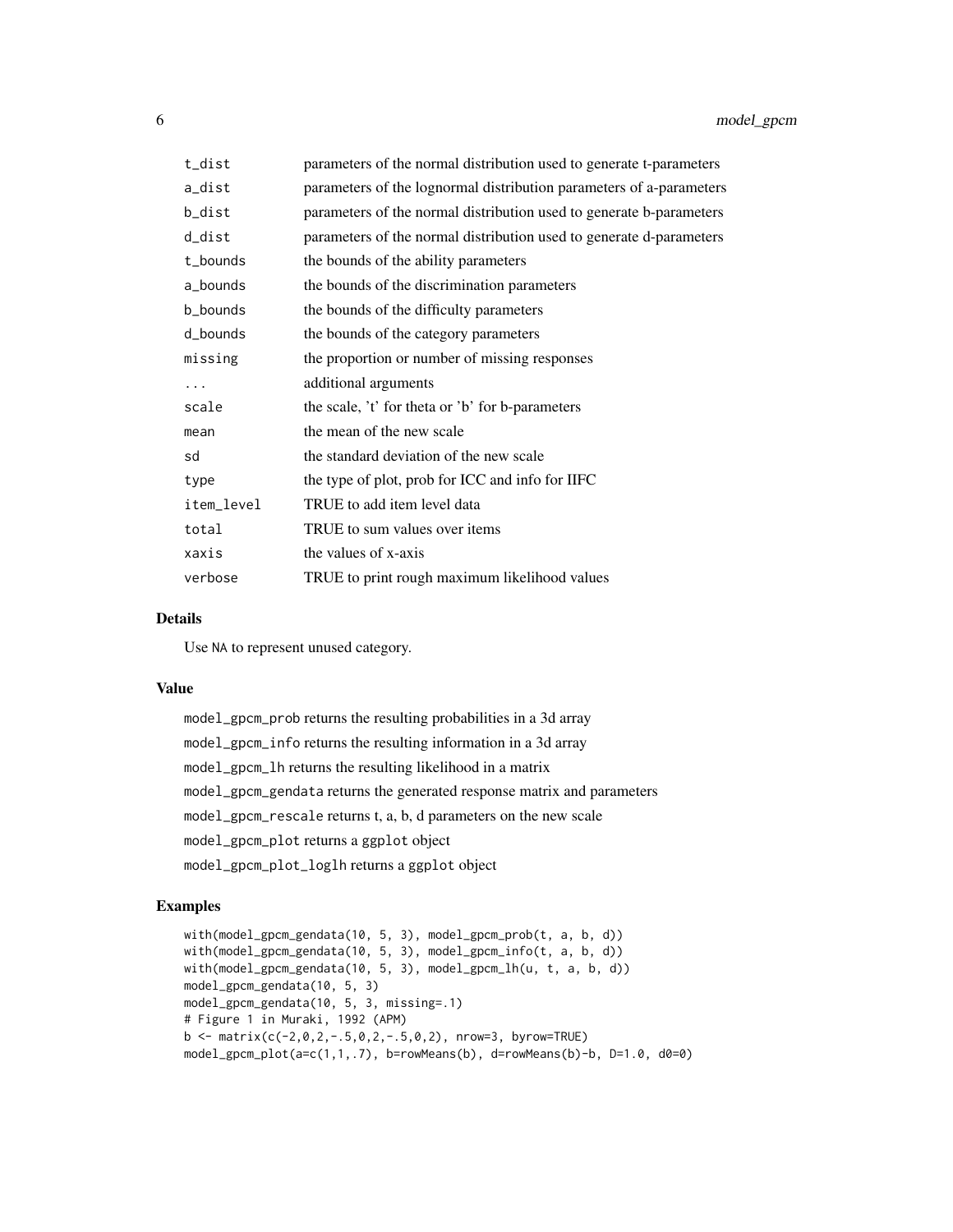| | |
|---|---|
| t_dist | parameters of the normal distribution used to generate t-parameters |
| a_dist | parameters of the lognormal distribution parameters of a-parameters |
| b_dist | parameters of the normal distribution used to generate b-parameters |
| d_dist | parameters of the normal distribution used to generate d-parameters |
| t_bounds | the bounds of the ability parameters |
| a_bounds | the bounds of the discrimination parameters |
| b_bounds | the bounds of the difficulty parameters |
| d_bounds | the bounds of the category parameters |
| missing | the proportion or number of missing responses |
| ... | additional arguments |
| scale | the scale, 't' for theta or 'b' for b-parameters |
| mean | the mean of the new scale |
| sd | the standard deviation of the new scale |
| type | the type of plot, prob for ICC and info for IIFC |
| item_level | TRUE to add item level data |
| total | TRUE to sum values over items |
| xaxis | the values of x-axis |
| verbose | TRUE to print rough maximum likelihood values |

### Details

Use NA to represent unused category.

### Value

model_gpcm_prob returns the resulting probabilities in a 3d array

model_gpcm_info returns the resulting information in a 3d array

model_gpcm_lh returns the resulting likelihood in a matrix

model_gpcm_gendata returns the generated response matrix and parameters

model_gpcm_rescale returns t, a, b, d parameters on the new scale

model_gpcm_plot returns a ggplot object

model_gpcm_plot_loglh returns a ggplot object

### Examples

```
with(model_gpcm_gendata(10, 5, 3), model_gpcm_prob(t, a, b, d))
with(model_gpcm_gendata(10, 5, 3), model_gpcm_info(t, a, b, d))
with(model_gpcm_gendata(10, 5, 3), model_gpcm_lh(u, t, a, b, d))
model_gpcm_gendata(10, 5, 3)
model_gpcm_gendata(10, 5, 3, missing=.1)
# Figure 1 in Muraki, 1992 (APM)
b <- matrix(c(-2,0,2,-.5,0,2,-.5,0,2), nrow=3, byrow=TRUE)
model_gpcm_plot(a=c(1,1,.7), b=rowMeans(b), d=rowMeans(b)-b, D=1.0, d0=0)
```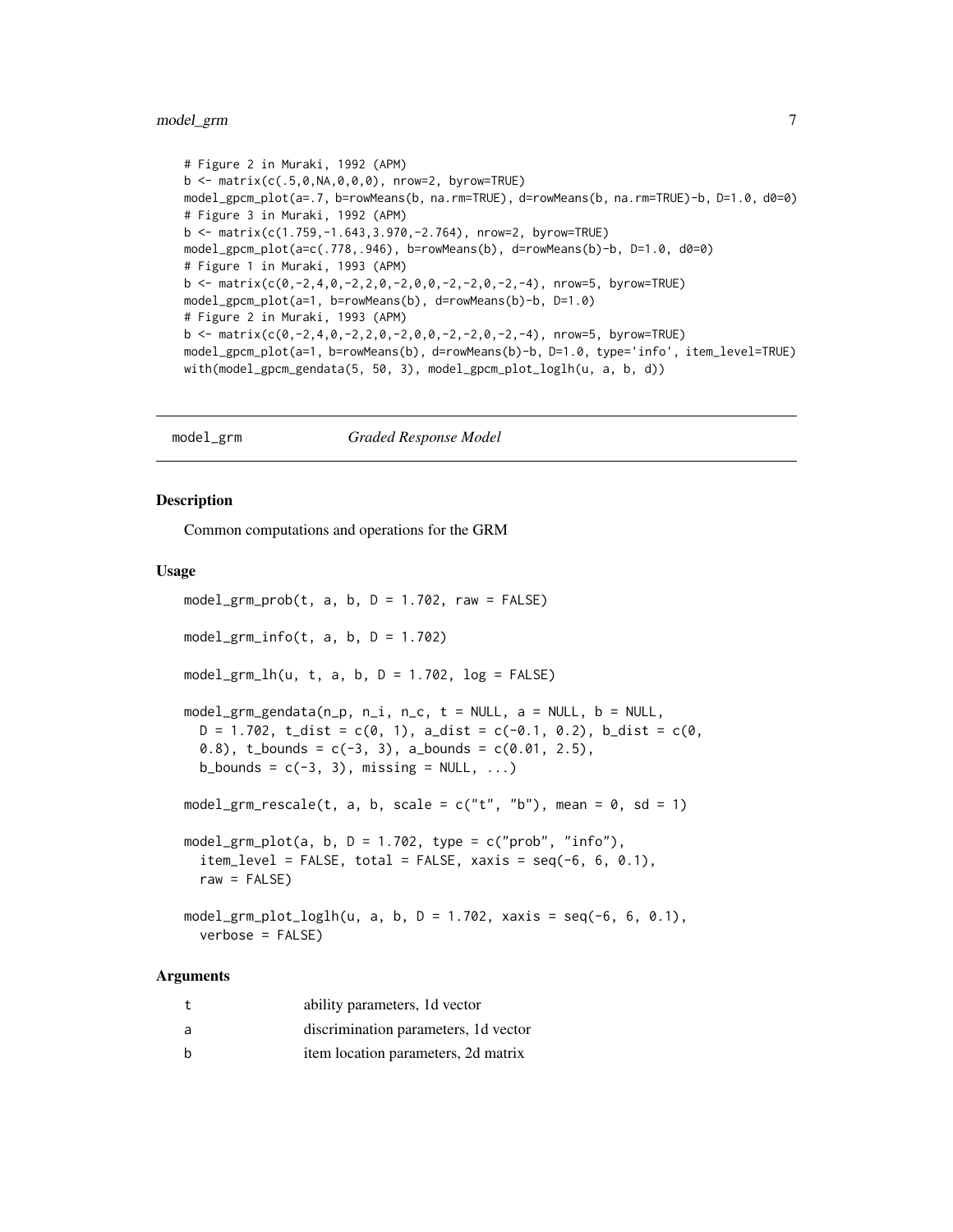```
# Figure 2 in Muraki, 1992 (APM)
b <- matrix(c(.5,0,NA,0,0,0), nrow=2, byrow=TRUE)
model_gpcm_plot(a=.7, b=rowMeans(b, na.rm=TRUE), d=rowMeans(b, na.rm=TRUE)-b, D=1.0, d0=0)
# Figure 3 in Muraki, 1992 (APM)
b <- matrix(c(1.759,-1.643,3.970,-2.764), nrow=2, byrow=TRUE)
model_gpcm_plot(a=c(.778,.946), b=rowMeans(b), d=rowMeans(b)-b, D=1.0, d0=0)
# Figure 1 in Muraki, 1993 (APM)
b <- matrix(c(0,-2,4,0,-2,2,0,-2,0,0,-2,-2,0,-2,-4), nrow=5, byrow=TRUE)
model_gpcm_plot(a=1, b=rowMeans(b), d=rowMeans(b)-b, D=1.0)
# Figure 2 in Muraki, 1993 (APM)
b <- matrix(c(0,-2,4,0,-2,2,0,-2,0,0,-2,-2,0,-2,-4), nrow=5, byrow=TRUE)
model_gpcm_plot(a=1, b=rowMeans(b), d=rowMeans(b)-b, D=1.0, type='info', item_level=TRUE)
with(model_gpcm_gendata(5, 50, 3), model_gpcm_plot_loglh(u, a, b, d))
```

---

## model_grm — *Graded Response Model*

### Description

Common computations and operations for the GRM

### Usage

```
model_grm_prob(t, a, b, D = 1.702, raw = FALSE)

model_grm_info(t, a, b, D = 1.702)

model_grm_lh(u, t, a, b, D = 1.702, log = FALSE)

model_grm_gendata(n_p, n_i, n_c, t = NULL, a = NULL, b = NULL,
  D = 1.702, t_dist = c(0, 1), a_dist = c(-0.1, 0.2), b_dist = c(0,
  0.8), t_bounds = c(-3, 3), a_bounds = c(0.01, 2.5),
  b_bounds = c(-3, 3), missing = NULL, ...)

model_grm_rescale(t, a, b, scale = c("t", "b"), mean = 0, sd = 1)

model_grm_plot(a, b, D = 1.702, type = c("prob", "info"),
  item_level = FALSE, total = FALSE, xaxis = seq(-6, 6, 0.1),
  raw = FALSE)

model_grm_plot_loglh(u, a, b, D = 1.702, xaxis = seq(-6, 6, 0.1),
  verbose = FALSE)
```

### Arguments

| | |
|---|---|
| t | ability parameters, 1d vector |
| a | discrimination parameters, 1d vector |
| b | item location parameters, 2d matrix |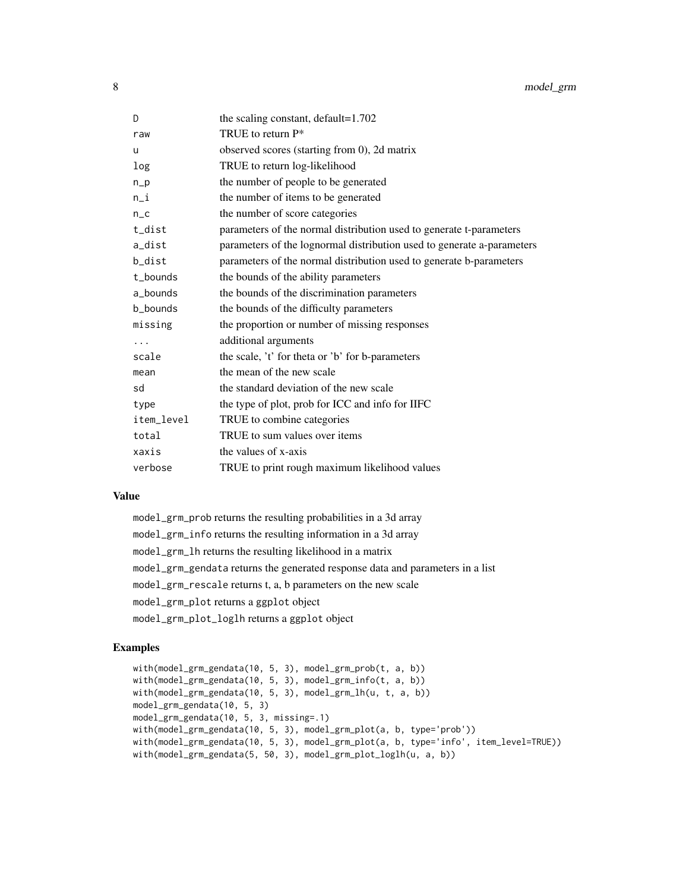| | |
|---|---|
| D | the scaling constant, default=1.702 |
| raw | TRUE to return P* |
| u | observed scores (starting from 0), 2d matrix |
| log | TRUE to return log-likelihood |
| n_p | the number of people to be generated |
| n_i | the number of items to be generated |
| n_c | the number of score categories |
| t_dist | parameters of the normal distribution used to generate t-parameters |
| a_dist | parameters of the lognormal distribution used to generate a-parameters |
| b_dist | parameters of the normal distribution used to generate b-parameters |
| t_bounds | the bounds of the ability parameters |
| a_bounds | the bounds of the discrimination parameters |
| b_bounds | the bounds of the difficulty parameters |
| missing | the proportion or number of missing responses |
| ... | additional arguments |
| scale | the scale, 't' for theta or 'b' for b-parameters |
| mean | the mean of the new scale |
| sd | the standard deviation of the new scale |
| type | the type of plot, prob for ICC and info for IIFC |
| item_level | TRUE to combine categories |
| total | TRUE to sum values over items |
| xaxis | the values of x-axis |
| verbose | TRUE to print rough maximum likelihood values |

### Value

`model_grm_prob` returns the resulting probabilities in a 3d array

`model_grm_info` returns the resulting information in a 3d array

`model_grm_lh` returns the resulting likelihood in a matrix

`model_grm_gendata` returns the generated response data and parameters in a list

`model_grm_rescale` returns t, a, b parameters on the new scale

`model_grm_plot` returns a `ggplot` object

`model_grm_plot_loglh` returns a `ggplot` object

### Examples

```
with(model_grm_gendata(10, 5, 3), model_grm_prob(t, a, b))
with(model_grm_gendata(10, 5, 3), model_grm_info(t, a, b))
with(model_grm_gendata(10, 5, 3), model_grm_lh(u, t, a, b))
model_grm_gendata(10, 5, 3)
model_grm_gendata(10, 5, 3, missing=.1)
with(model_grm_gendata(10, 5, 3), model_grm_plot(a, b, type='prob'))
with(model_grm_gendata(10, 5, 3), model_grm_plot(a, b, type='info', item_level=TRUE))
with(model_grm_gendata(5, 50, 3), model_grm_plot_loglh(u, a, b))
```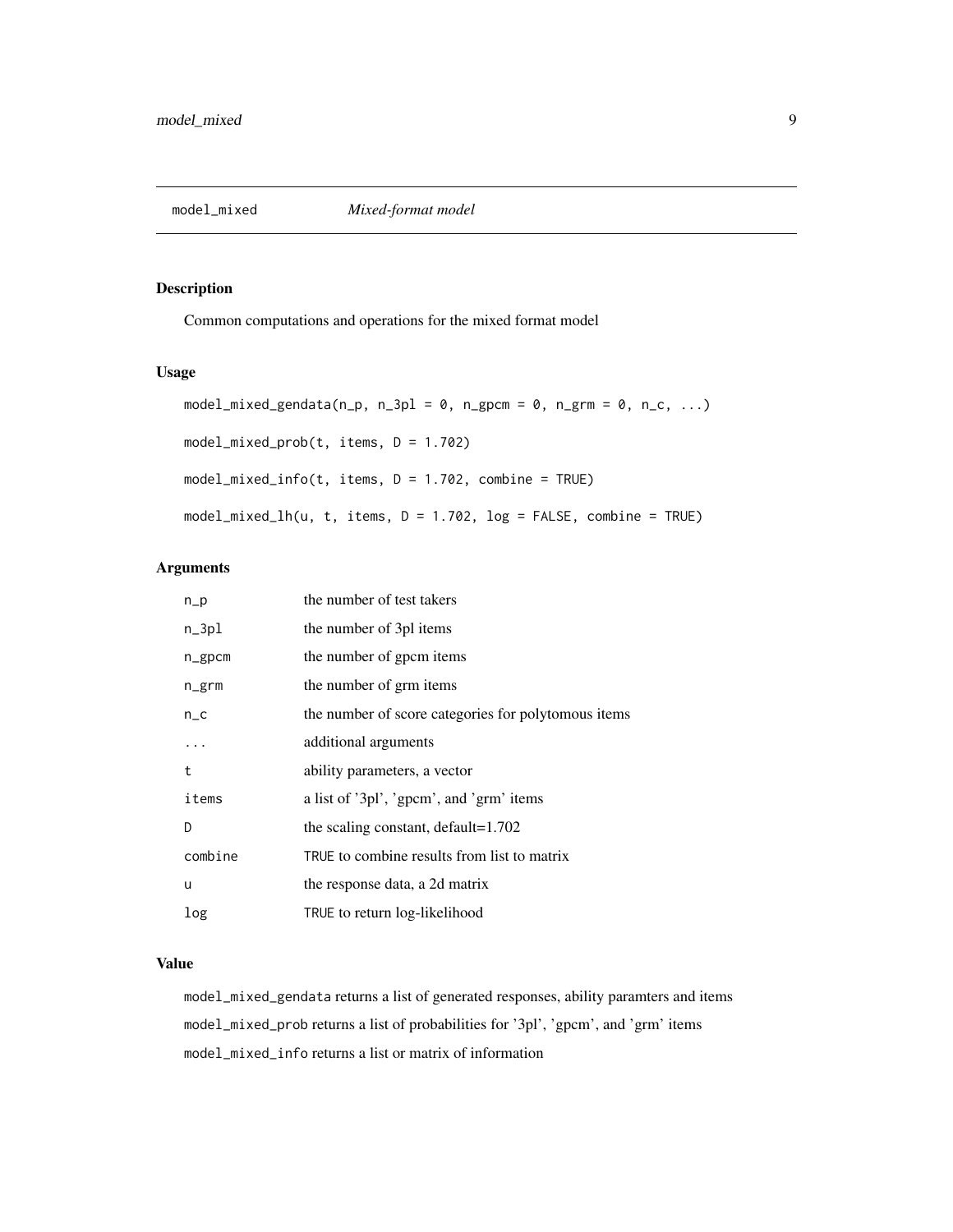# model_mixed    *Mixed-format model*

## Description

Common computations and operations for the mixed format model

## Usage

```
model_mixed_gendata(n_p, n_3pl = 0, n_gpcm = 0, n_grm = 0, n_c, ...)

model_mixed_prob(t, items, D = 1.702)

model_mixed_info(t, items, D = 1.702, combine = TRUE)

model_mixed_lh(u, t, items, D = 1.702, log = FALSE, combine = TRUE)
```

## Arguments

| | |
|---|---|
| `n_p` | the number of test takers |
| `n_3pl` | the number of 3pl items |
| `n_gpcm` | the number of gpcm items |
| `n_grm` | the number of grm items |
| `n_c` | the number of score categories for polytomous items |
| `...` | additional arguments |
| `t` | ability parameters, a vector |
| `items` | a list of '3pl', 'gpcm', and 'grm' items |
| `D` | the scaling constant, default=1.702 |
| `combine` | `TRUE` to combine results from list to matrix |
| `u` | the response data, a 2d matrix |
| `log` | `TRUE` to return log-likelihood |

## Value

`model_mixed_gendata` returns a list of generated responses, ability paramters and items

`model_mixed_prob` returns a list of probabilities for '3pl', 'gpcm', and 'grm' items

`model_mixed_info` returns a list or matrix of information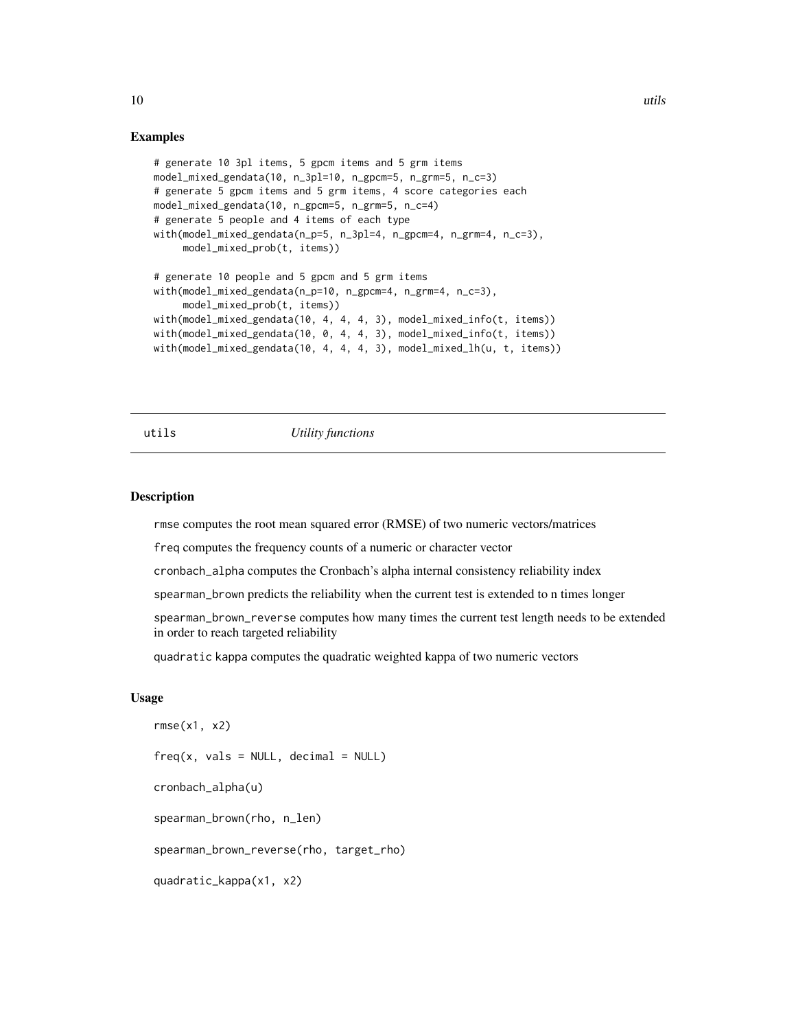## Examples

```
# generate 10 3pl items, 5 gpcm items and 5 grm items
model_mixed_gendata(10, n_3pl=10, n_gpcm=5, n_grm=5, n_c=3)
# generate 5 gpcm items and 5 grm items, 4 score categories each
model_mixed_gendata(10, n_gpcm=5, n_grm=5, n_c=4)
# generate 5 people and 4 items of each type
with(model_mixed_gendata(n_p=5, n_3pl=4, n_gpcm=4, n_grm=4, n_c=3),
     model_mixed_prob(t, items))

# generate 10 people and 5 gpcm and 5 grm items
with(model_mixed_gendata(n_p=10, n_gpcm=4, n_grm=4, n_c=3),
     model_mixed_prob(t, items))
with(model_mixed_gendata(10, 4, 4, 4, 3), model_mixed_info(t, items))
with(model_mixed_gendata(10, 0, 4, 4, 3), model_mixed_info(t, items))
with(model_mixed_gendata(10, 4, 4, 4, 3), model_mixed_lh(u, t, items))
```

---

# utils — *Utility functions*

---

## Description

rmse computes the root mean squared error (RMSE) of two numeric vectors/matrices

freq computes the frequency counts of a numeric or character vector

cronbach_alpha computes the Cronbach's alpha internal consistency reliability index

spearman_brown predicts the reliability when the current test is extended to n times longer

spearman_brown_reverse computes how many times the current test length needs to be extended in order to reach targeted reliability

quadratic kappa computes the quadratic weighted kappa of two numeric vectors

## Usage

```
rmse(x1, x2)

freq(x, vals = NULL, decimal = NULL)

cronbach_alpha(u)

spearman_brown(rho, n_len)

spearman_brown_reverse(rho, target_rho)

quadratic_kappa(x1, x2)
```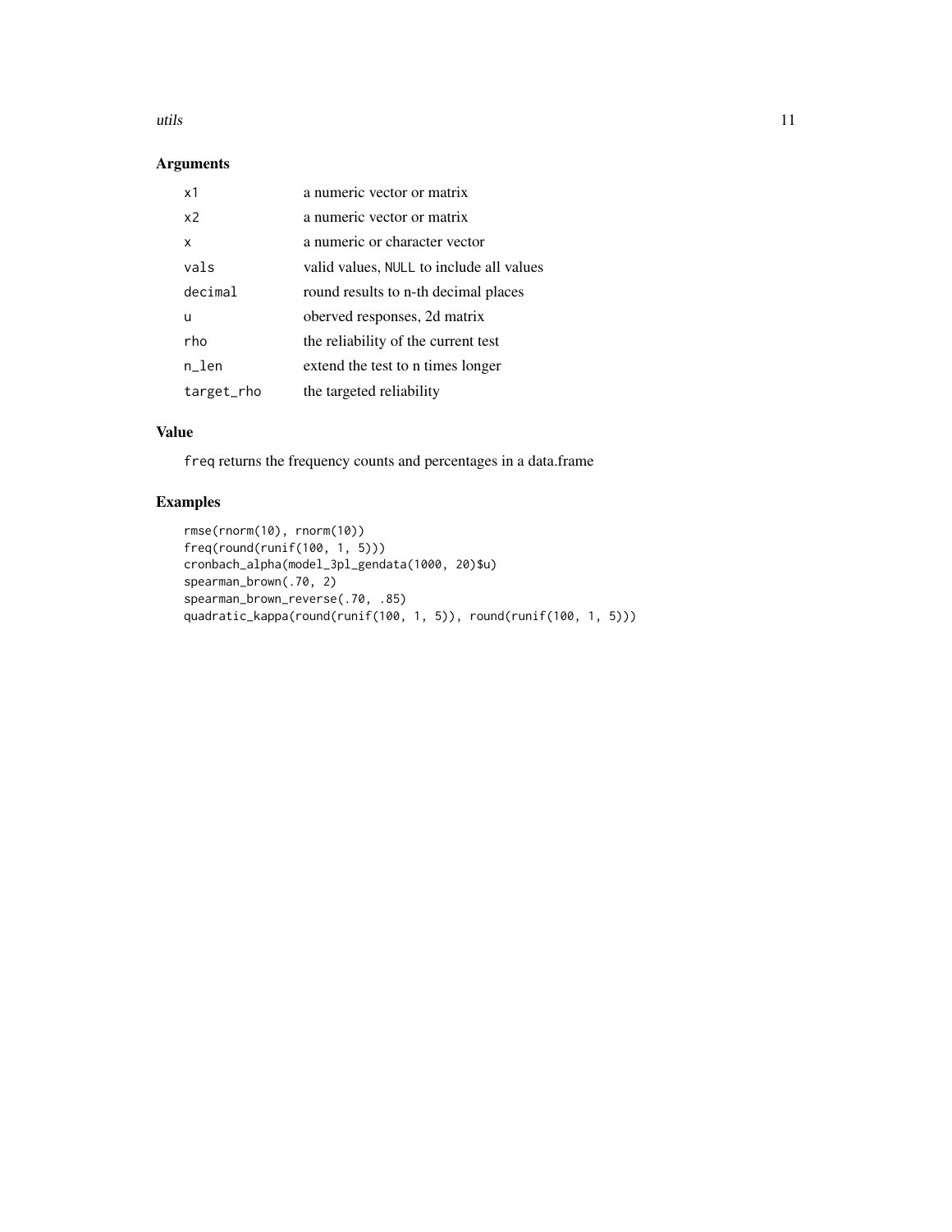## Arguments

| | |
|---|---|
| x1 | a numeric vector or matrix |
| x2 | a numeric vector or matrix |
| x | a numeric or character vector |
| vals | valid values, NULL to include all values |
| decimal | round results to n-th decimal places |
| u | oberved responses, 2d matrix |
| rho | the reliability of the current test |
| n_len | extend the test to n times longer |
| target_rho | the targeted reliability |

## Value

freq returns the frequency counts and percentages in a data.frame

## Examples

```
rmse(rnorm(10), rnorm(10))
freq(round(runif(100, 1, 5)))
cronbach_alpha(model_3pl_gendata(1000, 20)$u)
spearman_brown(.70, 2)
spearman_brown_reverse(.70, .85)
quadratic_kappa(round(runif(100, 1, 5)), round(runif(100, 1, 5)))
```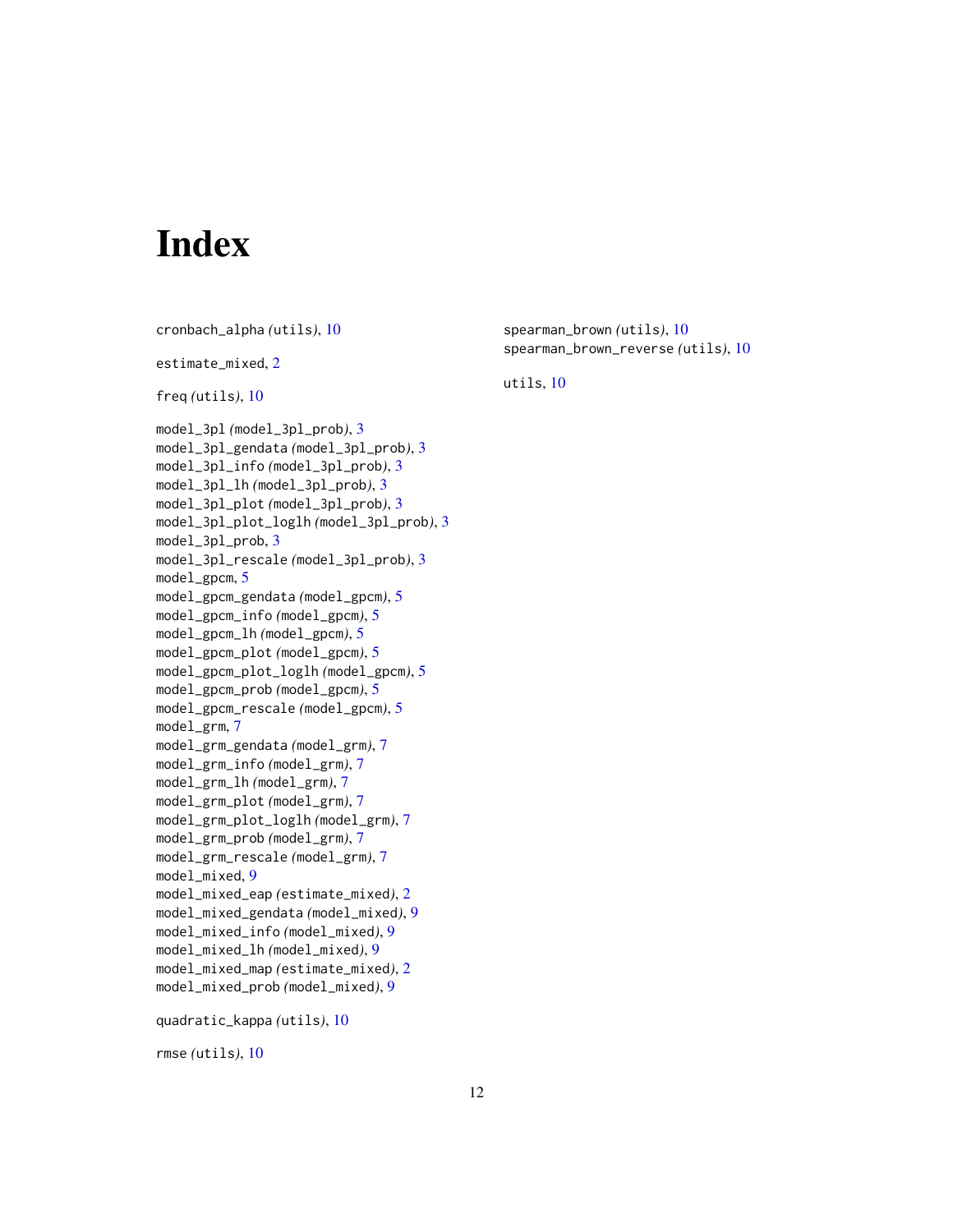# Index

cronbach_alpha *(utils)*, 10

estimate_mixed, 2

freq *(utils)*, 10

model_3pl *(model_3pl_prob)*, 3
model_3pl_gendata *(model_3pl_prob)*, 3
model_3pl_info *(model_3pl_prob)*, 3
model_3pl_lh *(model_3pl_prob)*, 3
model_3pl_plot *(model_3pl_prob)*, 3
model_3pl_plot_loglh *(model_3pl_prob)*, 3
model_3pl_prob, 3
model_3pl_rescale *(model_3pl_prob)*, 3
model_gpcm, 5
model_gpcm_gendata *(model_gpcm)*, 5
model_gpcm_info *(model_gpcm)*, 5
model_gpcm_lh *(model_gpcm)*, 5
model_gpcm_plot *(model_gpcm)*, 5
model_gpcm_plot_loglh *(model_gpcm)*, 5
model_gpcm_prob *(model_gpcm)*, 5
model_gpcm_rescale *(model_gpcm)*, 5
model_grm, 7
model_grm_gendata *(model_grm)*, 7
model_grm_info *(model_grm)*, 7
model_grm_lh *(model_grm)*, 7
model_grm_plot *(model_grm)*, 7
model_grm_plot_loglh *(model_grm)*, 7
model_grm_prob *(model_grm)*, 7
model_grm_rescale *(model_grm)*, 7
model_mixed, 9
model_mixed_eap *(estimate_mixed)*, 2
model_mixed_gendata *(model_mixed)*, 9
model_mixed_info *(model_mixed)*, 9
model_mixed_lh *(model_mixed)*, 9
model_mixed_map *(estimate_mixed)*, 2
model_mixed_prob *(model_mixed)*, 9

quadratic_kappa *(utils)*, 10

rmse *(utils)*, 10

spearman_brown *(utils)*, 10
spearman_brown_reverse *(utils)*, 10

utils, 10